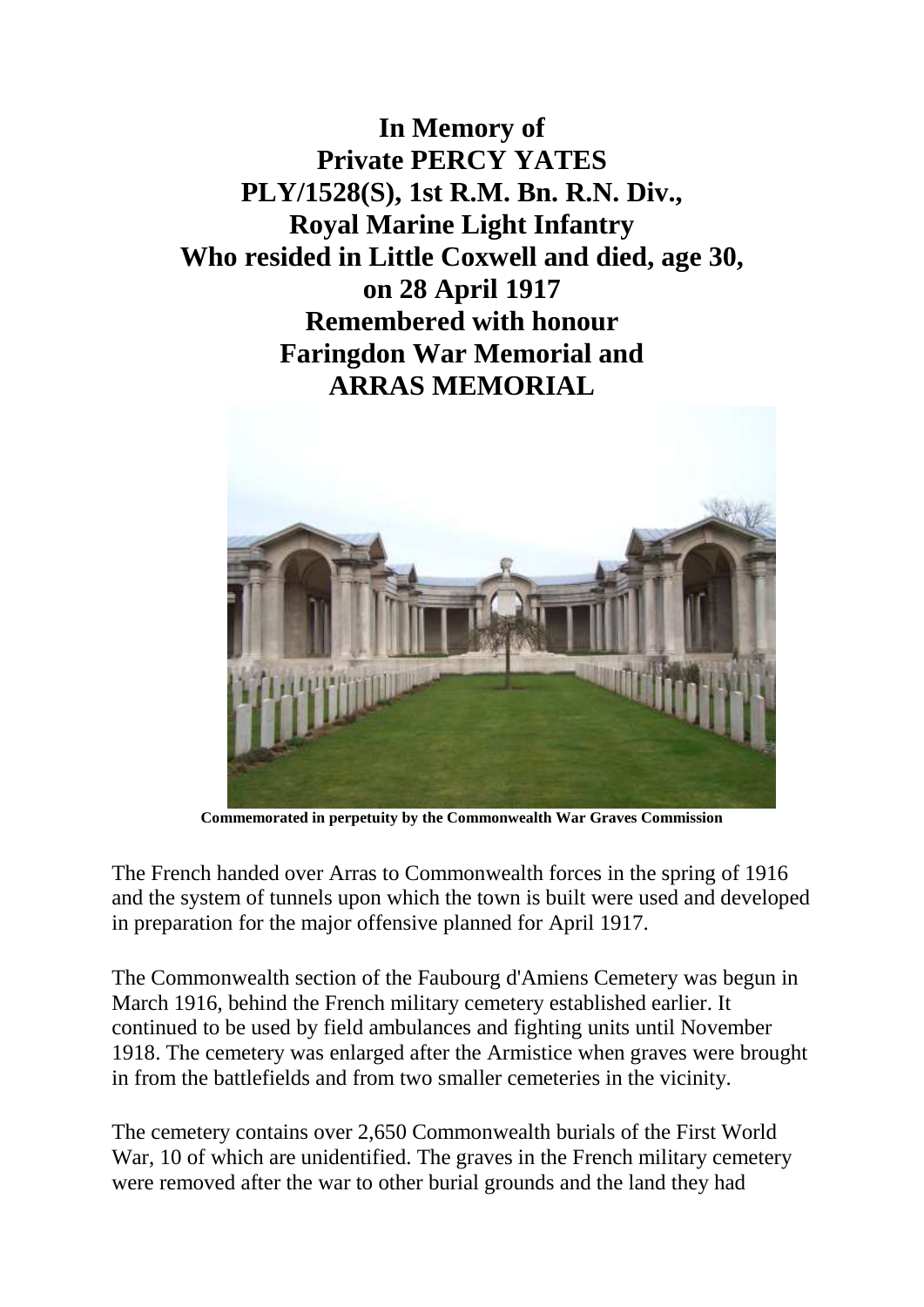**In Memory of**
**Private PERCY YATES**
**PLY/1528(S), 1st R.M. Bn. R.N. Div.,**
**Royal Marine Light Infantry**
**Who resided in Little Coxwell and died, age 30,**
**on 28 April 1917**
**Remembered with honour**
**Faringdon War Memorial and**
**ARRAS MEMORIAL**

**Commemorated in perpetuity by the Commonwealth War Graves Commission**

The French handed over Arras to Commonwealth forces in the spring of 1916 and the system of tunnels upon which the town is built were used and developed in preparation for the major offensive planned for April 1917.

The Commonwealth section of the Faubourg d'Amiens Cemetery was begun in March 1916, behind the French military cemetery established earlier. It continued to be used by field ambulances and fighting units until November 1918. The cemetery was enlarged after the Armistice when graves were brought in from the battlefields and from two smaller cemeteries in the vicinity.

The cemetery contains over 2,650 Commonwealth burials of the First World War, 10 of which are unidentified. The graves in the French military cemetery were removed after the war to other burial grounds and the land they had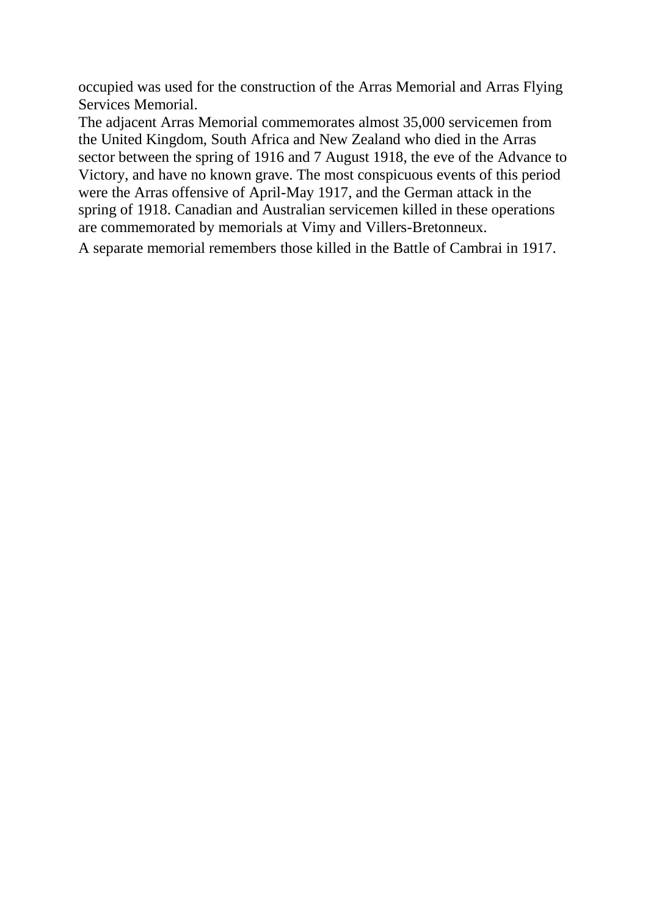occupied was used for the construction of the Arras Memorial and Arras Flying Services Memorial.

The adjacent Arras Memorial commemorates almost 35,000 servicemen from the United Kingdom, South Africa and New Zealand who died in the Arras sector between the spring of 1916 and 7 August 1918, the eve of the Advance to Victory, and have no known grave. The most conspicuous events of this period were the Arras offensive of April-May 1917, and the German attack in the spring of 1918. Canadian and Australian servicemen killed in these operations are commemorated by memorials at Vimy and Villers-Bretonneux.

A separate memorial remembers those killed in the Battle of Cambrai in 1917.